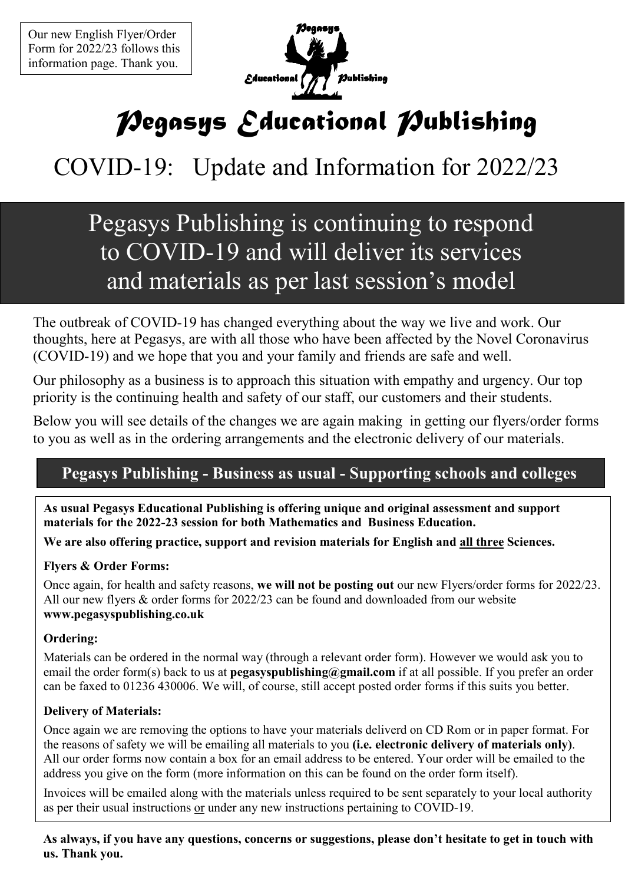Our new English Flyer/Order Form for 2022/23 follows this information page. Thank you.

# Pegasys Educational Publishing

## COVID-19: Update and Information for 2022/23

## Pegasys Publishing is continuing to respond to COVID-19 and will deliver its services and materials as per last session's model

The outbreak of COVID-19 has changed everything about the way we live and work. Our thoughts, here at Pegasys, are with all those who have been affected by the Novel Coronavirus (COVID-19) and we hope that you and your family and friends are safe and well.

Our philosophy as a business is to approach this situation with empathy and urgency. Our top priority is the continuing health and safety of our staff, our customers and their students.

Below you will see details of the changes we are again making in getting our flyers/order forms to you as well as in the ordering arrangements and the electronic delivery of our materials.

### Pegasys Publishing - Business as usual - Supporting schools and colleges

**As usual Pegasys Educational Publishing is offering unique and original assessment and support materials for the 2022-23 session for both Mathematics and Business Education.**

**We are also offering practice, support and revision materials for English and all three Sciences.**

**Flyers & Order Forms:**

Once again, for health and safety reasons, **we will not be posting out** our new Flyers/order forms for 2022/23. All our new flyers & order forms for 2022/23 can be found and downloaded from our website **www.pegasyspublishing.co.uk**

**Ordering:**

Materials can be ordered in the normal way (through a relevant order form). However we would ask you to email the order form(s) back to us at **pegasyspublishing@gmail.com** if at all possible. If you prefer an order can be faxed to 01236 430006. We will, of course, still accept posted order forms if this suits you better.

**Delivery of Materials:**

Once again we are removing the options to have your materials deliverd on CD Rom or in paper format. For the reasons of safety we will be emailing all materials to you **(i.e. electronic delivery of materials only)**. All our order forms now contain a box for an email address to be entered. Your order will be emailed to the address you give on the form (more information on this can be found on the order form itself).

Invoices will be emailed along with the materials unless required to be sent separately to your local authority as per their usual instructions or under any new instructions pertaining to COVID-19.

**As always, if you have any questions, concerns or suggestions, please don't hesitate to get in touch with us. Thank you.**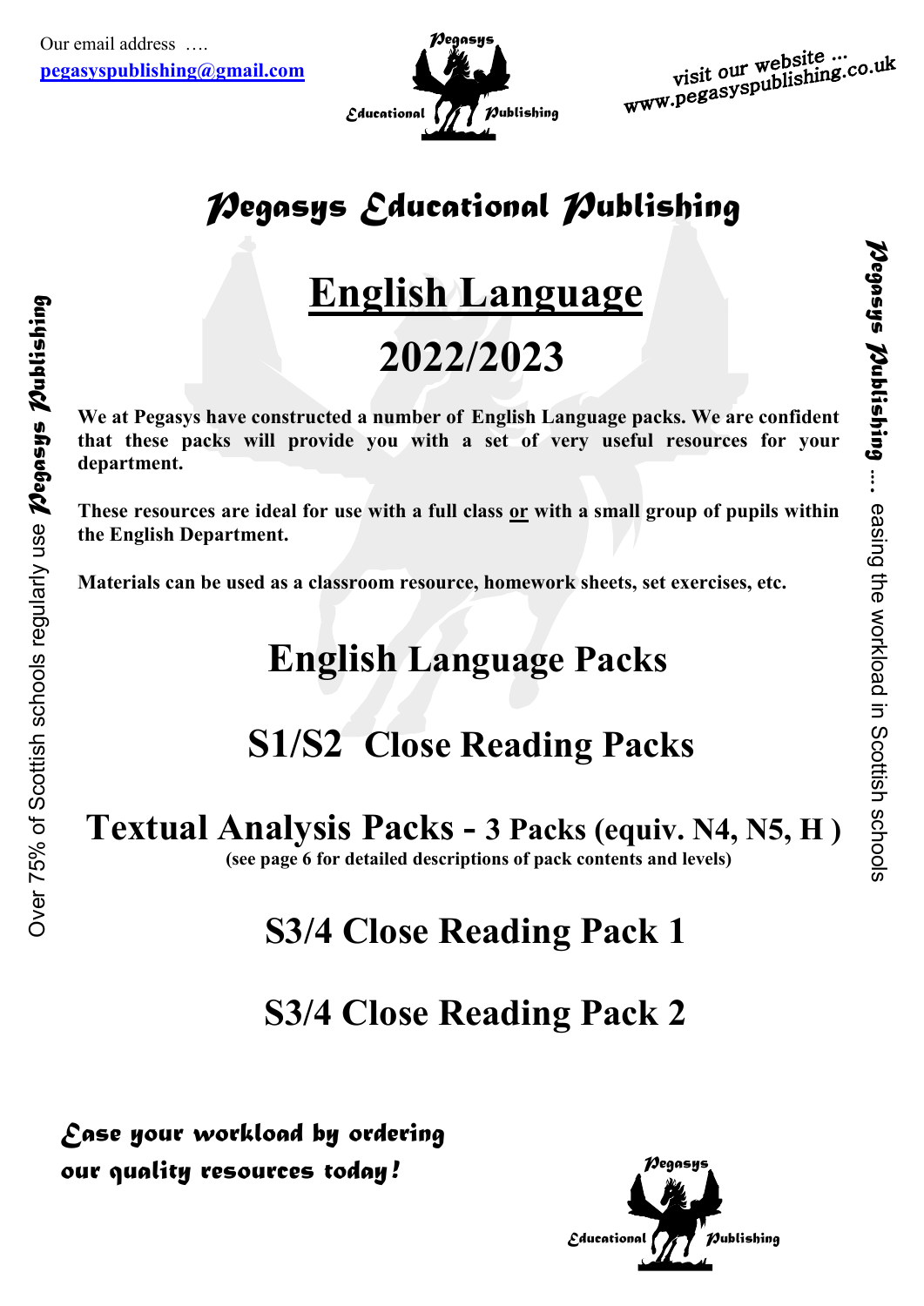Our email address ….
pegasyspublishing@gmail.com

visit our website ...
www.pegasyspublishing.co.uk

# Pegasys Educational Publishing

# English Language

# 2022/2023

**We at Pegasys have constructed a number of English Language packs. We are confident that these packs will provide you with a set of very useful resources for your department.**

**These resources are ideal for use with a full class or with a small group of pupils within the English Department.**

**Materials can be used as a classroom resource, homework sheets, set exercises, etc.**

## English Language Packs

## S1/S2 Close Reading Packs

## Textual Analysis Packs - 3 Packs (equiv. N4, N5, H )

**(see page 6 for detailed descriptions of pack contents and levels)**

## S3/4 Close Reading Pack 1

## S3/4 Close Reading Pack 2

*Ease your workload by ordering our quality resources today!*

Over 75% of Scottish schools regularly use *Pegasys Publishing*

*Pegasys Publishing* … easing the workload in Scottish schools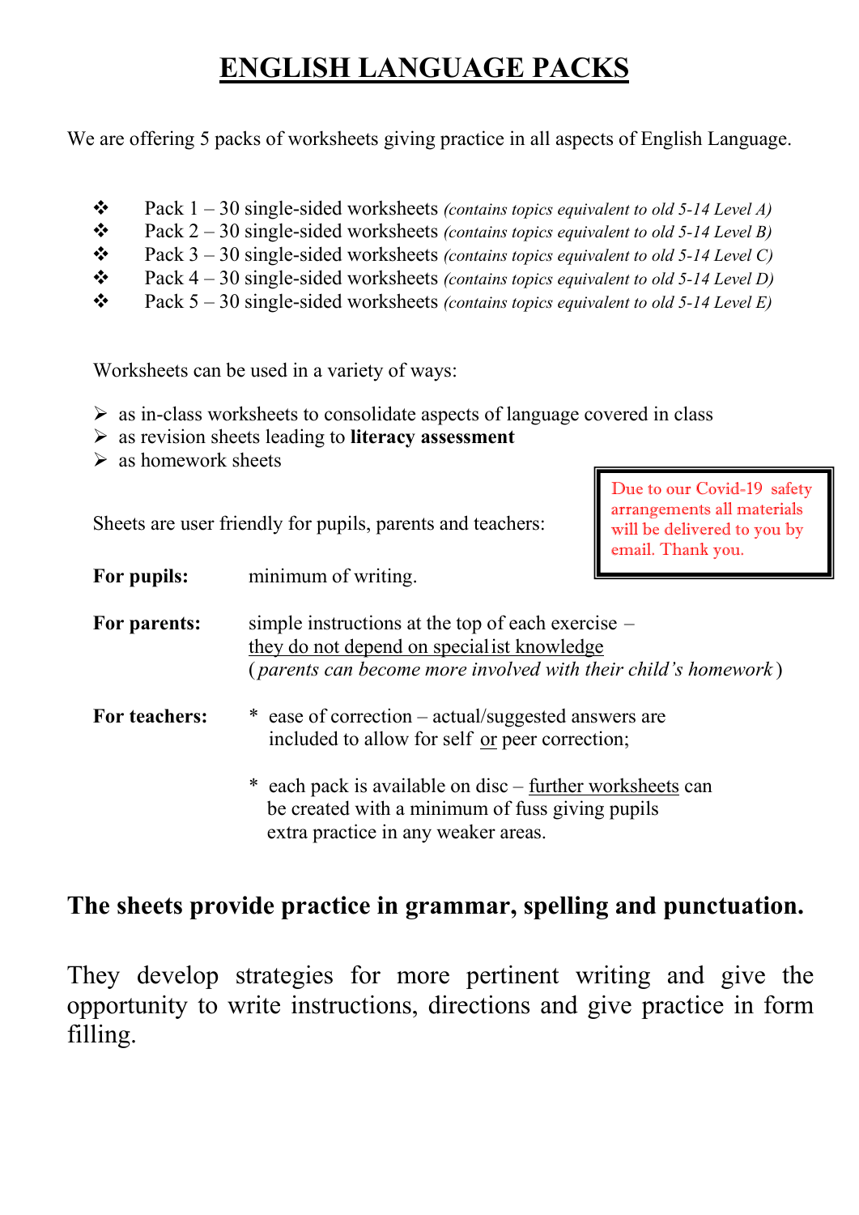# ENGLISH LANGUAGE PACKS

We are offering 5 packs of worksheets giving practice in all aspects of English Language.

- Pack 1 – 30 single-sided worksheets *(contains topics equivalent to old 5-14 Level A)*
- Pack 2 – 30 single-sided worksheets *(contains topics equivalent to old 5-14 Level B)*
- Pack 3 – 30 single-sided worksheets *(contains topics equivalent to old 5-14 Level C)*
- Pack 4 – 30 single-sided worksheets *(contains topics equivalent to old 5-14 Level D)*
- Pack 5 – 30 single-sided worksheets *(contains topics equivalent to old 5-14 Level E)*

Worksheets can be used in a variety of ways:

- as in-class worksheets to consolidate aspects of language covered in class
- as revision sheets leading to **literacy assessment**
- as homework sheets

Due to our Covid-19 safety arrangements all materials will be delivered to you by email. Thank you.

Sheets are user friendly for pupils, parents and teachers:

**For pupils:** minimum of writing.

**For parents:** simple instructions at the top of each exercise – they do not depend on specialist knowledge (*parents can become more involved with their child's homework*)

**For teachers:**

* ease of correction – actual/suggested answers are included to allow for self or peer correction;

* each pack is available on disc – further worksheets can be created with a minimum of fuss giving pupils extra practice in any weaker areas.

**The sheets provide practice in grammar, spelling and punctuation.**

They develop strategies for more pertinent writing and give the opportunity to write instructions, directions and give practice in form filling.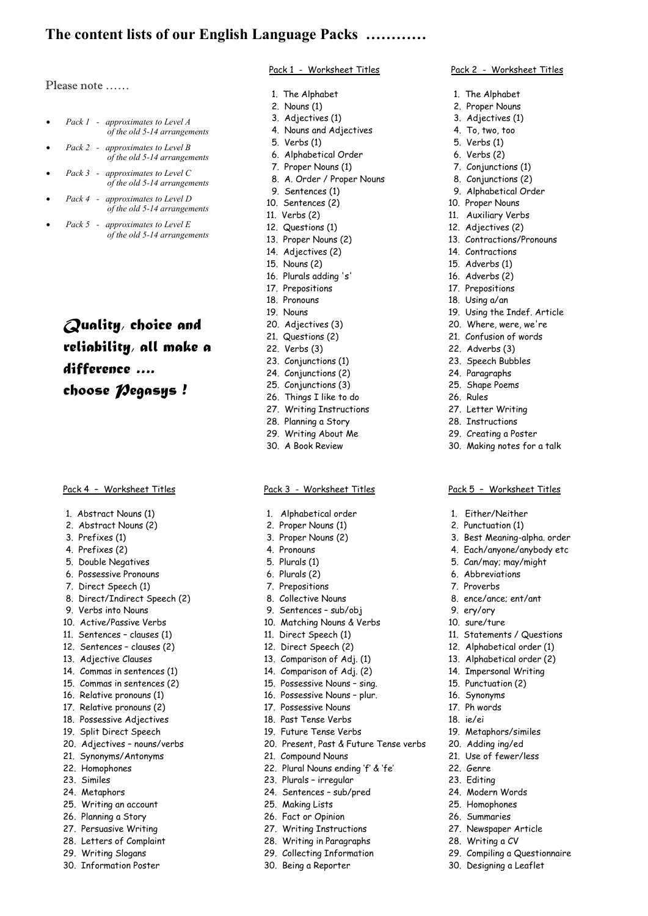# The content lists of our English Language Packs …………

Please note ……

- *Pack 1 - approximates to Level A of the old 5-14 arrangements*
- *Pack 2 - approximates to Level B of the old 5-14 arrangements*
- *Pack 3 - approximates to Level C of the old 5-14 arrangements*
- *Pack 4 - approximates to Level D of the old 5-14 arrangements*
- *Pack 5 - approximates to Level E of the old 5-14 arrangements*

***Quality, choice and reliability, all make a difference …. choose Pegasys !***

Pack 1 - Worksheet Titles

1. The Alphabet
2. Nouns (1)
3. Adjectives (1)
4. Nouns and Adjectives
5. Verbs (1)
6. Alphabetical Order
7. Proper Nouns (1)
8. A. Order / Proper Nouns
9. Sentences (1)
10. Sentences (2)
11. Verbs (2)
12. Questions (1)
13. Proper Nouns (2)
14. Adjectives (2)
15. Nouns (2)
16. Plurals adding 's'
17. Prepositions
18. Pronouns
19. Nouns
20. Adjectives (3)
21. Questions (2)
22. Verbs (3)
23. Conjunctions (1)
24. Conjunctions (2)
25. Conjunctions (3)
26. Things I like to do
27. Writing Instructions
28. Planning a Story
29. Writing About Me
30. A Book Review

Pack 2 - Worksheet Titles

1. The Alphabet
2. Proper Nouns
3. Adjectives (1)
4. To, two, too
5. Verbs (1)
6. Verbs (2)
7. Conjunctions (1)
8. Conjunctions (2)
9. Alphabetical Order
10. Proper Nouns
11. Auxiliary Verbs
12. Adjectives (2)
13. Contractions/Pronouns
14. Contractions
15. Adverbs (1)
16. Adverbs (2)
17. Prepositions
18. Using a/an
19. Using the Indef. Article
20. Where, were, we're
21. Confusion of words
22. Adverbs (3)
23. Speech Bubbles
24. Paragraphs
25. Shape Poems
26. Rules
27. Letter Writing
28. Instructions
29. Creating a Poster
30. Making notes for a talk

Pack 3 - Worksheet Titles

1. Alphabetical order
2. Proper Nouns (1)
3. Proper Nouns (2)
4. Pronouns
5. Plurals (1)
6. Plurals (2)
7. Prepositions
8. Collective Nouns
9. Sentences – sub/obj
10. Matching Nouns & Verbs
11. Direct Speech (1)
12. Direct Speech (2)
13. Comparison of Adj. (1)
14. Comparison of Adj. (2)
15. Possessive Nouns – sing.
16. Possessive Nouns – plur.
17. Possessive Nouns
18. Past Tense Verbs
19. Future Tense Verbs
20. Present, Past & Future Tense verbs
21. Compound Nouns
22. Plural Nouns ending 'f' & 'fe'
23. Plurals – irregular
24. Sentences – sub/pred
25. Making Lists
26. Fact or Opinion
27. Writing Instructions
28. Writing in Paragraphs
29. Collecting Information
30. Being a Reporter

Pack 4 – Worksheet Titles

1. Abstract Nouns (1)
2. Abstract Nouns (2)
3. Prefixes (1)
4. Prefixes (2)
5. Double Negatives
6. Possessive Pronouns
7. Direct Speech (1)
8. Direct/Indirect Speech (2)
9. Verbs into Nouns
10. Active/Passive Verbs
11. Sentences – clauses (1)
12. Sentences – clauses (2)
13. Adjective Clauses
14. Commas in sentences (1)
15. Commas in sentences (2)
16. Relative pronouns (1)
17. Relative pronouns (2)
18. Possessive Adjectives
19. Split Direct Speech
20. Adjectives – nouns/verbs
21. Synonyms/Antonyms
22. Homophones
23. Similes
24. Metaphors
25. Writing an account
26. Planning a Story
27. Persuasive Writing
28. Letters of Complaint
29. Writing Slogans
30. Information Poster

Pack 5 – Worksheet Titles

1. Either/Neither
2. Punctuation (1)
3. Best Meaning-alpha. order
4. Each/anyone/anybody etc
5. Can/may; may/might
6. Abbreviations
7. Proverbs
8. ence/ance; ent/ant
9. ery/ory
10. sure/ture
11. Statements / Questions
12. Alphabetical order (1)
13. Alphabetical order (2)
14. Impersonal Writing
15. Punctuation (2)
16. Synonyms
17. Ph words
18. ie/ei
19. Metaphors/similes
20. Adding ing/ed
21. Use of fewer/less
22. Genre
23. Editing
24. Modern Words
25. Homophones
26. Summaries
27. Newspaper Article
28. Writing a CV
29. Compiling a Questionnaire
30. Designing a Leaflet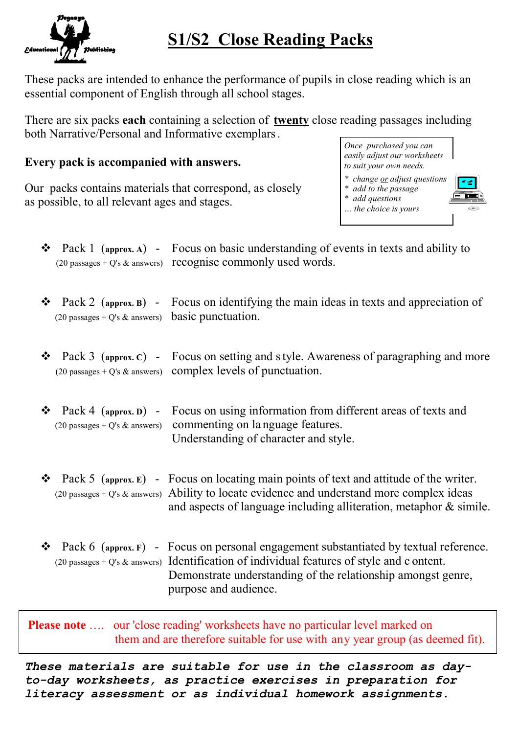# S1/S2 Close Reading Packs

These packs are intended to enhance the performance of pupils in close reading which is an essential component of English through all school stages.

There are six packs **each** containing a selection of **twenty** close reading passages including both Narrative/Personal and Informative exemplars.

**Every pack is accompanied with answers.**

Our packs contains materials that correspond, as closely as possible, to all relevant ages and stages.

*Once purchased you can easily adjust our worksheets to suit your own needs.*

- *change or adjust questions*
- *add to the passage*
- *add questions*

*... the choice is yours*

- Pack 1 (**approx. A**) - (20 passages + Q's & answers) Focus on basic understanding of events in texts and ability to recognise commonly used words.

- Pack 2 (**approx. B**) - (20 passages + Q's & answers) Focus on identifying the main ideas in texts and appreciation of basic punctuation.

- Pack 3 (**approx. C**) - (20 passages + Q's & answers) Focus on setting and style. Awareness of paragraphing and more complex levels of punctuation.

- Pack 4 (**approx. D**) - (20 passages + Q's & answers) Focus on using information from different areas of texts and commenting on language features. Understanding of character and style.

- Pack 5 (**approx. E**) - (20 passages + Q's & answers) Focus on locating main points of text and attitude of the writer. Ability to locate evidence and understand more complex ideas and aspects of language including alliteration, metaphor & simile.

- Pack 6 (**approx. F**) - (20 passages + Q's & answers) Focus on personal engagement substantiated by textual reference. Identification of individual features of style and content. Demonstrate understanding of the relationship amongst genre, purpose and audience.

**Please note** .... our 'close reading' worksheets have no particular level marked on them and are therefore suitable for use with any year group (as deemed fit).

***These materials are suitable for use in the classroom as day-to-day worksheets, as practice exercises in preparation for literacy assessment or as individual homework assignments.***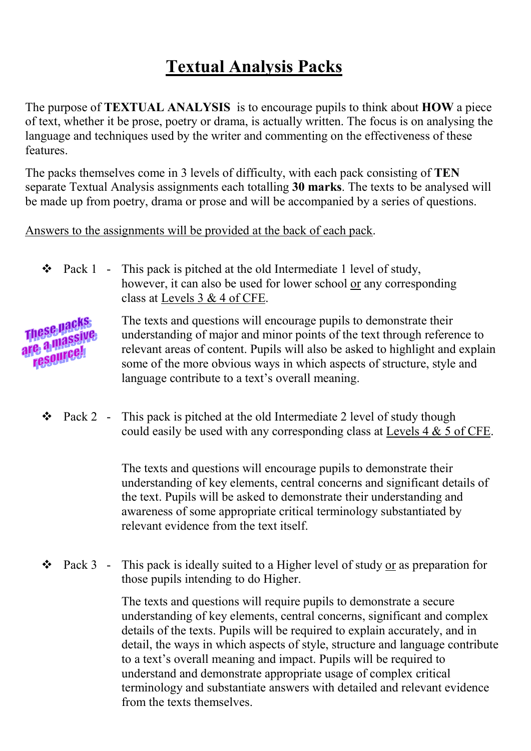# Textual Analysis Packs

The purpose of **TEXTUAL ANALYSIS** is to encourage pupils to think about **HOW** a piece of text, whether it be prose, poetry or drama, is actually written. The focus is on analysing the language and techniques used by the writer and commenting on the effectiveness of these features.

The packs themselves come in 3 levels of difficulty, with each pack consisting of **TEN** separate Textual Analysis assignments each totalling **30 marks**. The texts to be analysed will be made up from poetry, drama or prose and will be accompanied by a series of questions.

Answers to the assignments will be provided at the back of each pack.

- Pack 1 - This pack is pitched at the old Intermediate 1 level of study, however, it can also be used for lower school or any corresponding class at Levels 3 & 4 of CFE.

  The texts and questions will encourage pupils to demonstrate their understanding of major and minor points of the text through reference to relevant areas of content. Pupils will also be asked to highlight and explain some of the more obvious ways in which aspects of structure, style and language contribute to a text's overall meaning.

These packs are a massive resource!

- Pack 2 - This pack is pitched at the old Intermediate 2 level of study though could easily be used with any corresponding class at Levels 4 & 5 of CFE.

  The texts and questions will encourage pupils to demonstrate their understanding of key elements, central concerns and significant details of the text. Pupils will be asked to demonstrate their understanding and awareness of some appropriate critical terminology substantiated by relevant evidence from the text itself.

- Pack 3 - This pack is ideally suited to a Higher level of study or as preparation for those pupils intending to do Higher.

  The texts and questions will require pupils to demonstrate a secure understanding of key elements, central concerns, significant and complex details of the texts. Pupils will be required to explain accurately, and in detail, the ways in which aspects of style, structure and language contribute to a text's overall meaning and impact. Pupils will be required to understand and demonstrate appropriate usage of complex critical terminology and substantiate answers with detailed and relevant evidence from the texts themselves.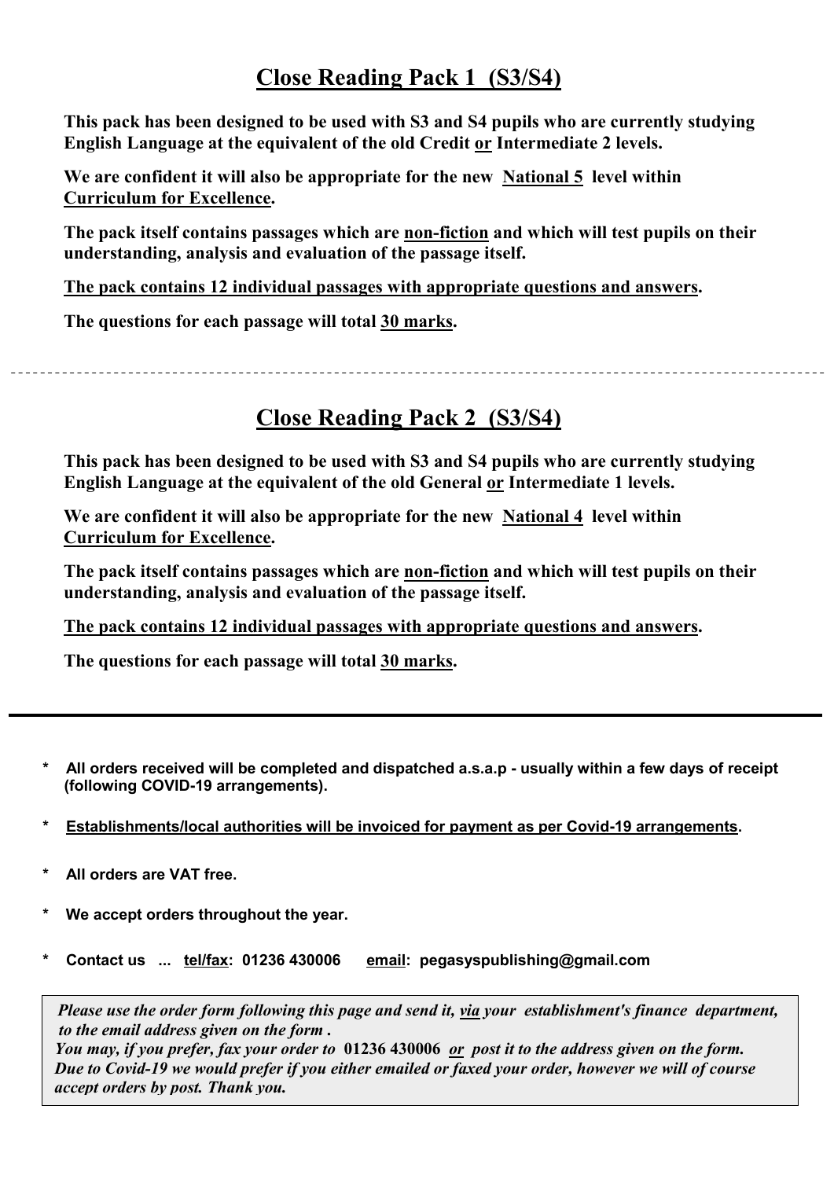## Close Reading Pack 1 (S3/S4)

**This pack has been designed to be used with S3 and S4 pupils who are currently studying English Language at the equivalent of the old Credit or Intermediate 2 levels.**

**We are confident it will also be appropriate for the new National 5 level within Curriculum for Excellence.**

**The pack itself contains passages which are non-fiction and which will test pupils on their understanding, analysis and evaluation of the passage itself.**

**The pack contains 12 individual passages with appropriate questions and answers.**

**The questions for each passage will total 30 marks.**

---

## Close Reading Pack 2 (S3/S4)

**This pack has been designed to be used with S3 and S4 pupils who are currently studying English Language at the equivalent of the old General or Intermediate 1 levels.**

**We are confident it will also be appropriate for the new National 4 level within Curriculum for Excellence.**

**The pack itself contains passages which are non-fiction and which will test pupils on their understanding, analysis and evaluation of the passage itself.**

**The pack contains 12 individual passages with appropriate questions and answers.**

**The questions for each passage will total 30 marks.**

---

- **All orders received will be completed and dispatched a.s.a.p - usually within a few days of receipt (following COVID-19 arrangements).**
- **Establishments/local authorities will be invoiced for payment as per Covid-19 arrangements.**
- **All orders are VAT free.**
- **We accept orders throughout the year.**
- **Contact us ... tel/fax: 01236 430006 email: pegasyspublishing@gmail.com**

***Please use the order form following this page and send it, via your establishment's finance department, to the email address given on the form .***
***You may, if you prefer, fax your order to 01236 430006 or post it to the address given on the form.***
***Due to Covid-19 we would prefer if you either emailed or faxed your order, however we will of course accept orders by post. Thank you.***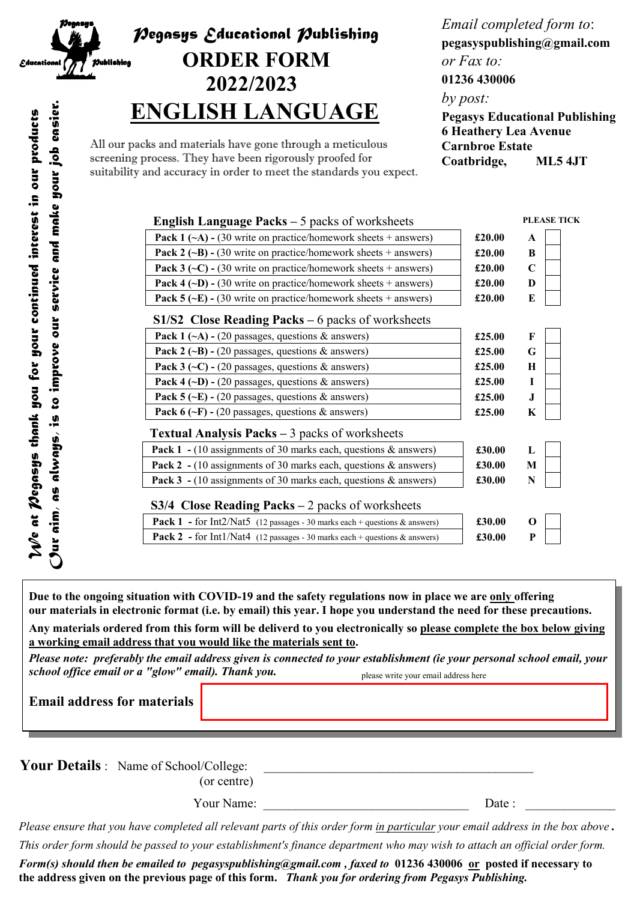# Pegasys Educational Publishing

# ORDER FORM 2022/2023

# ENGLISH LANGUAGE

*Email completed form to:*
**pegasyspublishing@gmail.com**
*or Fax to:*
**01236 430006**
*by post:*
**Pegasys Educational Publishing**
**6 Heathery Lea Avenue**
**Carnbroe Estate**
**Coatbridge, ML5 4JT**

*We at Pegasys thank you for your continued interest in our products*
*Our aim, as always, is to improve our service and make your job easier.*

All our packs and materials have gone through a meticulous screening process. They have been rigorously proofed for suitability and accuracy in order to meet the standards you expect.

**English Language Packs** – 5 packs of worksheets

| | | | PLEASE TICK |
|---|---|---|---|
| **Pack 1 (~A) -** (30 write on practice/homework sheets + answers) | **£20.00** | **A** | |
| **Pack 2 (~B) -** (30 write on practice/homework sheets + answers) | **£20.00** | **B** | |
| **Pack 3 (~C) -** (30 write on practice/homework sheets + answers) | **£20.00** | **C** | |
| **Pack 4 (~D) -** (30 write on practice/homework sheets + answers) | **£20.00** | **D** | |
| **Pack 5 (~E) -** (30 write on practice/homework sheets + answers) | **£20.00** | **E** | |

**S1/S2 Close Reading Packs** – 6 packs of worksheets

| | | | |
|---|---|---|---|
| **Pack 1 (~A) -** (20 passages, questions & answers) | **£25.00** | **F** | |
| **Pack 2 (~B) -** (20 passages, questions & answers) | **£25.00** | **G** | |
| **Pack 3 (~C) -** (20 passages, questions & answers) | **£25.00** | **H** | |
| **Pack 4 (~D) -** (20 passages, questions & answers) | **£25.00** | **I** | |
| **Pack 5 (~E) -** (20 passages, questions & answers) | **£25.00** | **J** | |
| **Pack 6 (~F) -** (20 passages, questions & answers) | **£25.00** | **K** | |

**Textual Analysis Packs** – 3 packs of worksheets

| | | | |
|---|---|---|---|
| **Pack 1** - (10 assignments of 30 marks each, questions & answers) | **£30.00** | **L** | |
| **Pack 2** - (10 assignments of 30 marks each, questions & answers) | **£30.00** | **M** | |
| **Pack 3** - (10 assignments of 30 marks each, questions & answers) | **£30.00** | **N** | |

**S3/4 Close Reading Packs** – 2 packs of worksheets

| | | | |
|---|---|---|---|
| **Pack 1** - for Int2/Nat5 (12 passages - 30 marks each + questions & answers) | **£30.00** | **O** | |
| **Pack 2** - for Int1/Nat4 (12 passages - 30 marks each + questions & answers) | **£30.00** | **P** | |

**Due to the ongoing situation with COVID-19 and the safety regulations now in place we are only offering our materials in electronic format (i.e. by email) this year. I hope you understand the need for these precautions.**

**Any materials ordered from this form will be deliverd to you electronically so please complete the box below giving a working email address that you would like the materials sent to.**

***Please note: preferably the email address given is connected to your establishment (ie your personal school email, your school office email or a "glow" email). Thank you.***

please write your email address here

**Email address for materials** ______________________

**Your Details** : Name of School/College: (or centre) ______________________

Your Name: ______________________ Date : ______________

*Please ensure that you have completed all relevant parts of this order form in particular your email address in the box above.*

*This order form should be passed to your establishment's finance department who may wish to attach an official order form.*

***Form(s) should then be emailed to* pegasyspublishing@gmail.com *, faxed to* 01236 430006 or posted if necessary to the address given on the previous page of this form. *Thank you for ordering from Pegasys Publishing.***